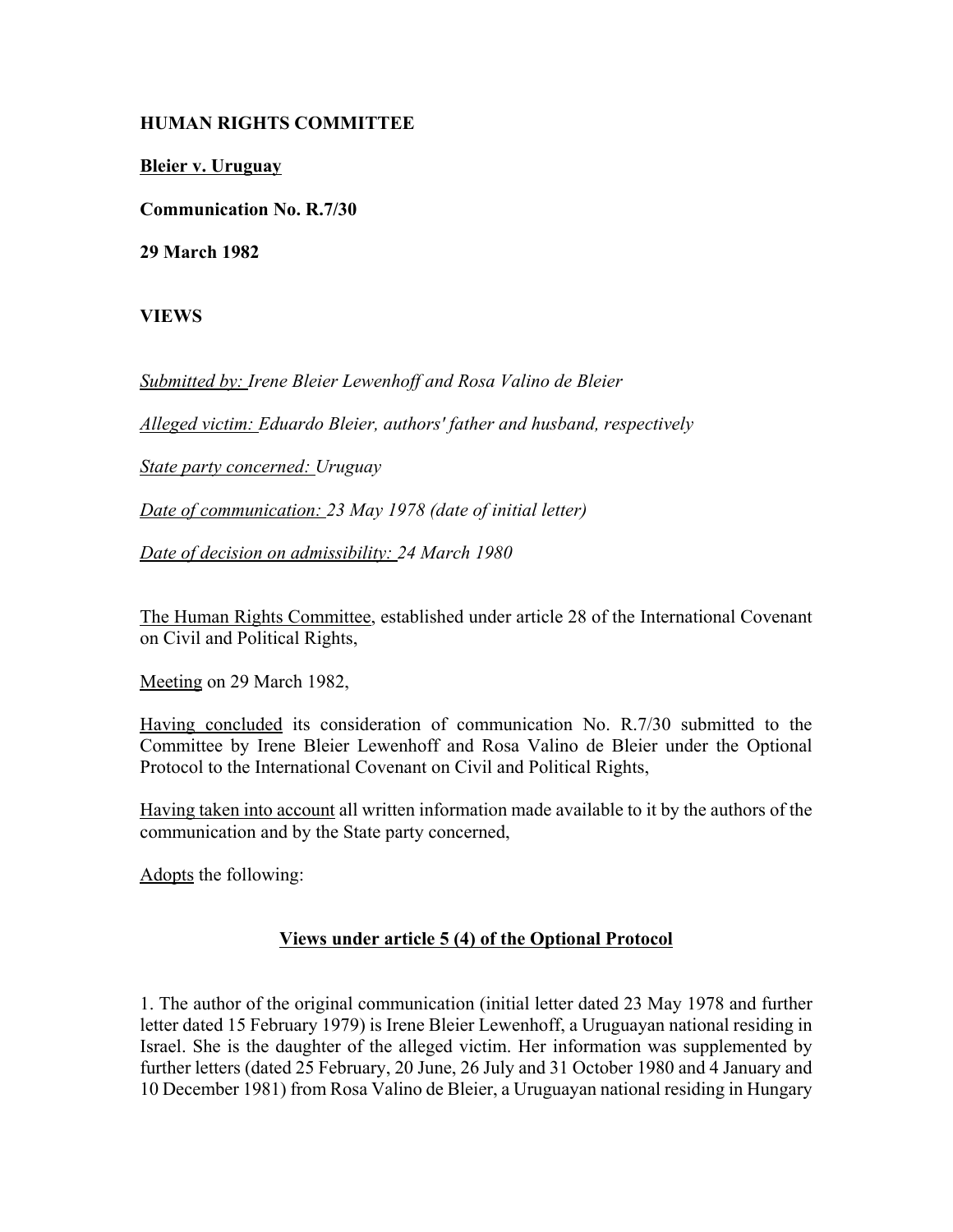**HUMAN RIGHTS COMMITTEE**

**Bleier v. Uruguay**

**Communication No. R.7/30**

**29 March 1982**

**VIEWS**

*Submitted by: Irene Bleier Lewenhoff and Rosa Valino de Bleier*

*Alleged victim: Eduardo Bleier, authors' father and husband, respectively*

*State party concerned: Uruguay*

*Date of communication: 23 May 1978 (date of initial letter)*

*Date of decision on admissibility: 24 March 1980*

The Human Rights Committee, established under article 28 of the International Covenant on Civil and Political Rights,

Meeting on 29 March 1982,

Having concluded its consideration of communication No. R.7/30 submitted to the Committee by Irene Bleier Lewenhoff and Rosa Valino de Bleier under the Optional Protocol to the International Covenant on Civil and Political Rights,

Having taken into account all written information made available to it by the authors of the communication and by the State party concerned,

Adopts the following:

## Views under article 5 (4) of the Optional Protocol

1. The author of the original communication (initial letter dated 23 May 1978 and further letter dated 15 February 1979) is Irene Bleier Lewenhoff, a Uruguayan national residing in Israel. She is the daughter of the alleged victim. Her information was supplemented by further letters (dated 25 February, 20 June, 26 July and 31 October 1980 and 4 January and 10 December 1981) from Rosa Valino de Bleier, a Uruguayan national residing in Hungary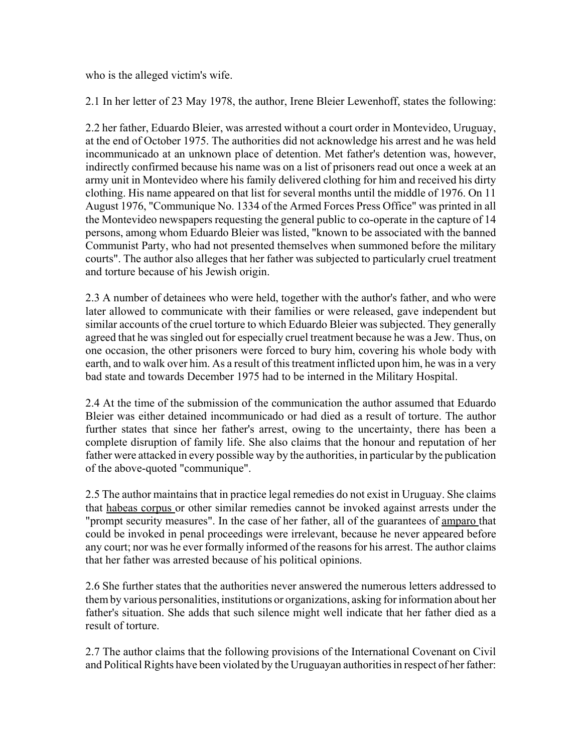who is the alleged victim's wife.

2.1 In her letter of 23 May 1978, the author, Irene Bleier Lewenhoff, states the following:

2.2 her father, Eduardo Bleier, was arrested without a court order in Montevideo, Uruguay, at the end of October 1975. The authorities did not acknowledge his arrest and he was held incommunicado at an unknown place of detention. Met father's detention was, however, indirectly confirmed because his name was on a list of prisoners read out once a week at an army unit in Montevideo where his family delivered clothing for him and received his dirty clothing. His name appeared on that list for several months until the middle of 1976. On 11 August 1976, "Communique No. 1334 of the Armed Forces Press Office" was printed in all the Montevideo newspapers requesting the general public to co-operate in the capture of 14 persons, among whom Eduardo Bleier was listed, "known to be associated with the banned Communist Party, who had not presented themselves when summoned before the military courts". The author also alleges that her father was subjected to particularly cruel treatment and torture because of his Jewish origin.

2.3 A number of detainees who were held, together with the author's father, and who were later allowed to communicate with their families or were released, gave independent but similar accounts of the cruel torture to which Eduardo Bleier was subjected. They generally agreed that he was singled out for especially cruel treatment because he was a Jew. Thus, on one occasion, the other prisoners were forced to bury him, covering his whole body with earth, and to walk over him. As a result of this treatment inflicted upon him, he was in a very bad state and towards December 1975 had to be interned in the Military Hospital.

2.4 At the time of the submission of the communication the author assumed that Eduardo Bleier was either detained incommunicado or had died as a result of torture. The author further states that since her father's arrest, owing to the uncertainty, there has been a complete disruption of family life. She also claims that the honour and reputation of her father were attacked in every possible way by the authorities, in particular by the publication of the above-quoted "communique".

2.5 The author maintains that in practice legal remedies do not exist in Uruguay. She claims that habeas corpus or other similar remedies cannot be invoked against arrests under the "prompt security measures". In the case of her father, all of the guarantees of amparo that could be invoked in penal proceedings were irrelevant, because he never appeared before any court; nor was he ever formally informed of the reasons for his arrest. The author claims that her father was arrested because of his political opinions.

2.6 She further states that the authorities never answered the numerous letters addressed to them by various personalities, institutions or organizations, asking for information about her father's situation. She adds that such silence might well indicate that her father died as a result of torture.

2.7 The author claims that the following provisions of the International Covenant on Civil and Political Rights have been violated by the Uruguayan authorities in respect of her father: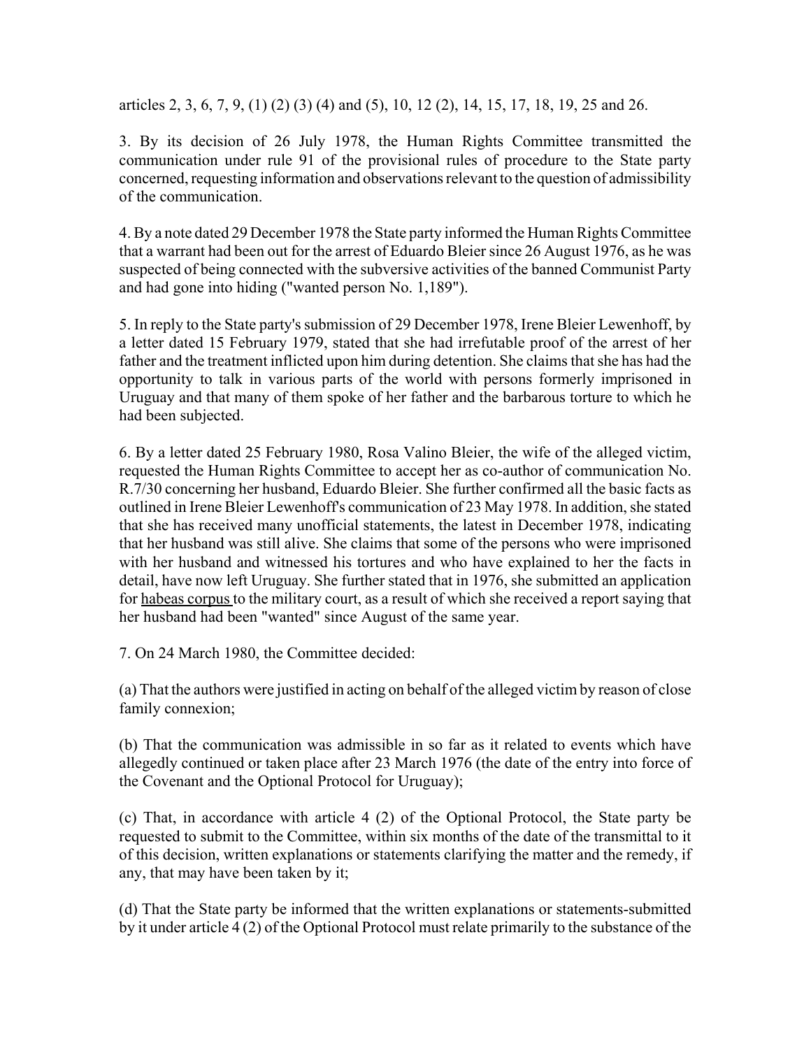articles 2, 3, 6, 7, 9, (1) (2) (3) (4) and (5), 10, 12 (2), 14, 15, 17, 18, 19, 25 and 26.

3. By its decision of 26 July 1978, the Human Rights Committee transmitted the communication under rule 91 of the provisional rules of procedure to the State party concerned, requesting information and observations relevant to the question of admissibility of the communication.

4. By a note dated 29 December 1978 the State party informed the Human Rights Committee that a warrant had been out for the arrest of Eduardo Bleier since 26 August 1976, as he was suspected of being connected with the subversive activities of the banned Communist Party and had gone into hiding ("wanted person No. 1,189").

5. In reply to the State party's submission of 29 December 1978, Irene Bleier Lewenhoff, by a letter dated 15 February 1979, stated that she had irrefutable proof of the arrest of her father and the treatment inflicted upon him during detention. She claims that she has had the opportunity to talk in various parts of the world with persons formerly imprisoned in Uruguay and that many of them spoke of her father and the barbarous torture to which he had been subjected.

6. By a letter dated 25 February 1980, Rosa Valino Bleier, the wife of the alleged victim, requested the Human Rights Committee to accept her as co-author of communication No. R.7/30 concerning her husband, Eduardo Bleier. She further confirmed all the basic facts as outlined in Irene Bleier Lewenhoff's communication of 23 May 1978. In addition, she stated that she has received many unofficial statements, the latest in December 1978, indicating that her husband was still alive. She claims that some of the persons who were imprisoned with her husband and witnessed his tortures and who have explained to her the facts in detail, have now left Uruguay. She further stated that in 1976, she submitted an application for habeas corpus to the military court, as a result of which she received a report saying that her husband had been "wanted" since August of the same year.

7. On 24 March 1980, the Committee decided:

(a) That the authors were justified in acting on behalf of the alleged victim by reason of close family connexion;

(b) That the communication was admissible in so far as it related to events which have allegedly continued or taken place after 23 March 1976 (the date of the entry into force of the Covenant and the Optional Protocol for Uruguay);

(c) That, in accordance with article 4 (2) of the Optional Protocol, the State party be requested to submit to the Committee, within six months of the date of the transmittal to it of this decision, written explanations or statements clarifying the matter and the remedy, if any, that may have been taken by it;

(d) That the State party be informed that the written explanations or statements-submitted by it under article 4 (2) of the Optional Protocol must relate primarily to the substance of the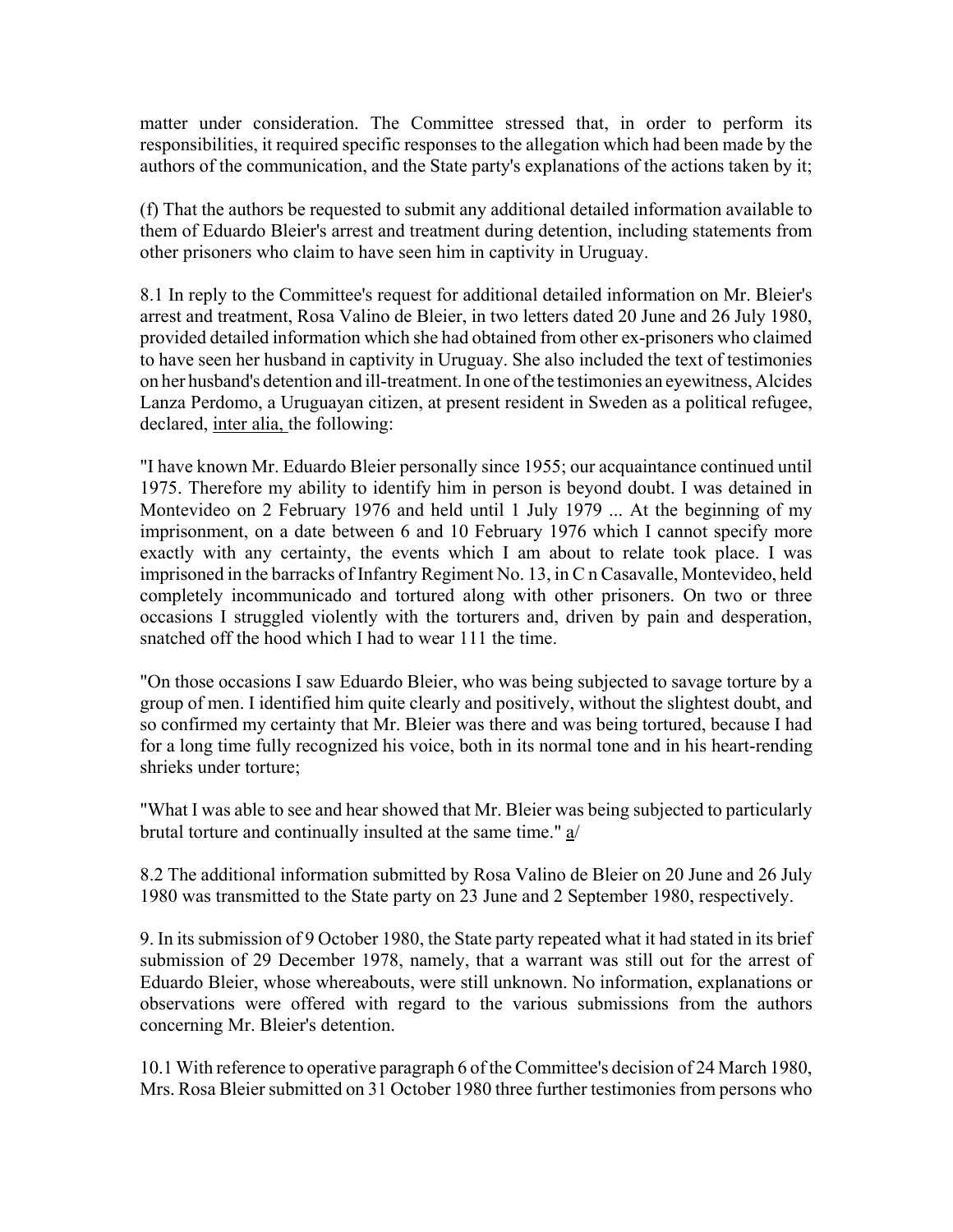matter under consideration. The Committee stressed that, in order to perform its responsibilities, it required specific responses to the allegation which had been made by the authors of the communication, and the State party's explanations of the actions taken by it;

(f) That the authors be requested to submit any additional detailed information available to them of Eduardo Bleier's arrest and treatment during detention, including statements from other prisoners who claim to have seen him in captivity in Uruguay.

8.1 In reply to the Committee's request for additional detailed information on Mr. Bleier's arrest and treatment, Rosa Valino de Bleier, in two letters dated 20 June and 26 July 1980, provided detailed information which she had obtained from other ex-prisoners who claimed to have seen her husband in captivity in Uruguay. She also included the text of testimonies on her husband's detention and ill-treatment. In one of the testimonies an eyewitness, Alcides Lanza Perdomo, a Uruguayan citizen, at present resident in Sweden as a political refugee, declared, inter alia, the following:

"I have known Mr. Eduardo Bleier personally since 1955; our acquaintance continued until 1975. Therefore my ability to identify him in person is beyond doubt. I was detained in Montevideo on 2 February 1976 and held until 1 July 1979 ... At the beginning of my imprisonment, on a date between 6 and 10 February 1976 which I cannot specify more exactly with any certainty, the events which I am about to relate took place. I was imprisoned in the barracks of Infantry Regiment No. 13, in C n Casavalle, Montevideo, held completely incommunicado and tortured along with other prisoners. On two or three occasions I struggled violently with the torturers and, driven by pain and desperation, snatched off the hood which I had to wear 111 the time.

"On those occasions I saw Eduardo Bleier, who was being subjected to savage torture by a group of men. I identified him quite clearly and positively, without the slightest doubt, and so confirmed my certainty that Mr. Bleier was there and was being tortured, because I had for a long time fully recognized his voice, both in its normal tone and in his heart-rending shrieks under torture;

"What I was able to see and hear showed that Mr. Bleier was being subjected to particularly brutal torture and continually insulted at the same time." a/

8.2 The additional information submitted by Rosa Valino de Bleier on 20 June and 26 July 1980 was transmitted to the State party on 23 June and 2 September 1980, respectively.

9. In its submission of 9 October 1980, the State party repeated what it had stated in its brief submission of 29 December 1978, namely, that a warrant was still out for the arrest of Eduardo Bleier, whose whereabouts, were still unknown. No information, explanations or observations were offered with regard to the various submissions from the authors concerning Mr. Bleier's detention.

10.1 With reference to operative paragraph 6 of the Committee's decision of 24 March 1980, Mrs. Rosa Bleier submitted on 31 October 1980 three further testimonies from persons who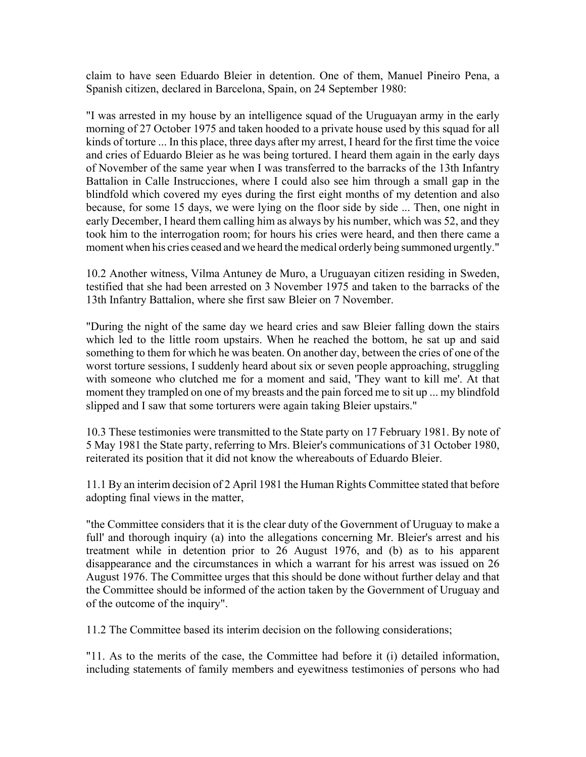claim to have seen Eduardo Bleier in detention. One of them, Manuel Pineiro Pena, a Spanish citizen, declared in Barcelona, Spain, on 24 September 1980:

"I was arrested in my house by an intelligence squad of the Uruguayan army in the early morning of 27 October 1975 and taken hooded to a private house used by this squad for all kinds of torture ... In this place, three days after my arrest, I heard for the first time the voice and cries of Eduardo Bleier as he was being tortured. I heard them again in the early days of November of the same year when I was transferred to the barracks of the 13th Infantry Battalion in Calle Instrucciones, where I could also see him through a small gap in the blindfold which covered my eyes during the first eight months of my detention and also because, for some 15 days, we were lying on the floor side by side ... Then, one night in early December, I heard them calling him as always by his number, which was 52, and they took him to the interrogation room; for hours his cries were heard, and then there came a moment when his cries ceased and we heard the medical orderly being summoned urgently."

10.2 Another witness, Vilma Antuney de Muro, a Uruguayan citizen residing in Sweden, testified that she had been arrested on 3 November 1975 and taken to the barracks of the 13th Infantry Battalion, where she first saw Bleier on 7 November.

"During the night of the same day we heard cries and saw Bleier falling down the stairs which led to the little room upstairs. When he reached the bottom, he sat up and said something to them for which he was beaten. On another day, between the cries of one of the worst torture sessions, I suddenly heard about six or seven people approaching, struggling with someone who clutched me for a moment and said, 'They want to kill me'. At that moment they trampled on one of my breasts and the pain forced me to sit up ... my blindfold slipped and I saw that some torturers were again taking Bleier upstairs."

10.3 These testimonies were transmitted to the State party on 17 February 1981. By note of 5 May 1981 the State party, referring to Mrs. Bleier's communications of 31 October 1980, reiterated its position that it did not know the whereabouts of Eduardo Bleier.

11.1 By an interim decision of 2 April 1981 the Human Rights Committee stated that before adopting final views in the matter,

"the Committee considers that it is the clear duty of the Government of Uruguay to make a full' and thorough inquiry (a) into the allegations concerning Mr. Bleier's arrest and his treatment while in detention prior to 26 August 1976, and (b) as to his apparent disappearance and the circumstances in which a warrant for his arrest was issued on 26 August 1976. The Committee urges that this should be done without further delay and that the Committee should be informed of the action taken by the Government of Uruguay and of the outcome of the inquiry".

11.2 The Committee based its interim decision on the following considerations;

"11. As to the merits of the case, the Committee had before it (i) detailed information, including statements of family members and eyewitness testimonies of persons who had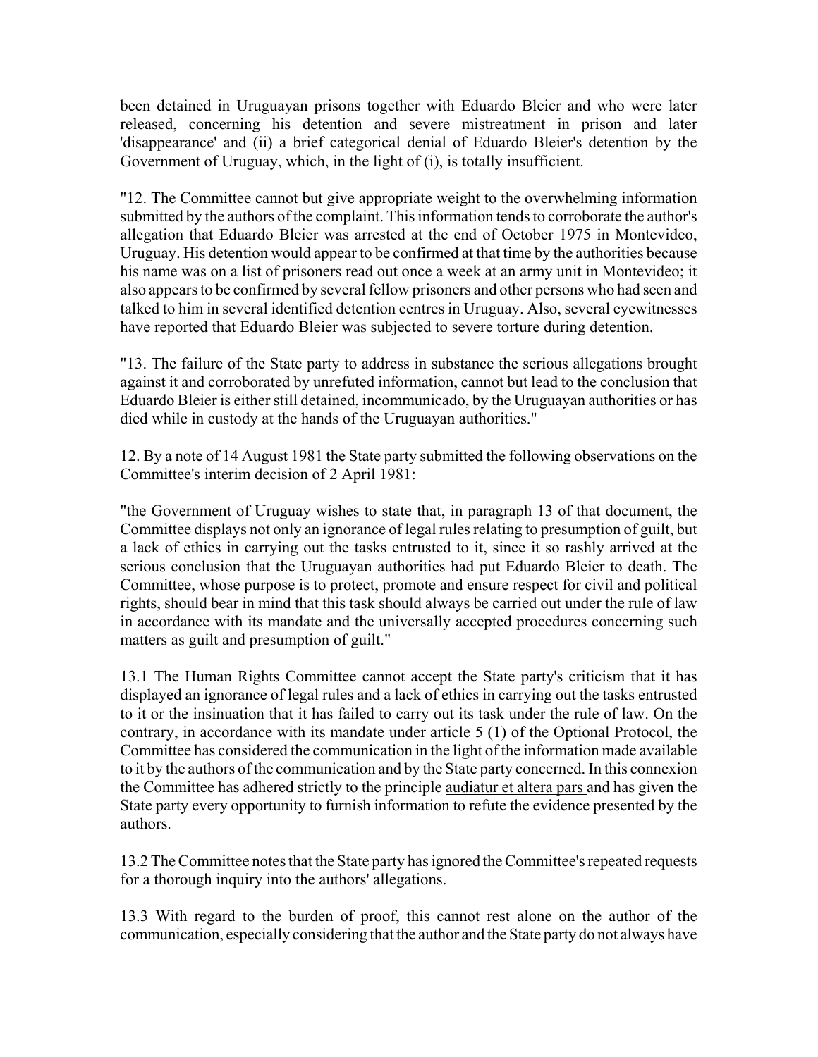been detained in Uruguayan prisons together with Eduardo Bleier and who were later released, concerning his detention and severe mistreatment in prison and later 'disappearance' and (ii) a brief categorical denial of Eduardo Bleier's detention by the Government of Uruguay, which, in the light of (i), is totally insufficient.

"12. The Committee cannot but give appropriate weight to the overwhelming information submitted by the authors of the complaint. This information tends to corroborate the author's allegation that Eduardo Bleier was arrested at the end of October 1975 in Montevideo, Uruguay. His detention would appear to be confirmed at that time by the authorities because his name was on a list of prisoners read out once a week at an army unit in Montevideo; it also appears to be confirmed by several fellow prisoners and other persons who had seen and talked to him in several identified detention centres in Uruguay. Also, several eyewitnesses have reported that Eduardo Bleier was subjected to severe torture during detention.

"13. The failure of the State party to address in substance the serious allegations brought against it and corroborated by unrefuted information, cannot but lead to the conclusion that Eduardo Bleier is either still detained, incommunicado, by the Uruguayan authorities or has died while in custody at the hands of the Uruguayan authorities."

12. By a note of 14 August 1981 the State party submitted the following observations on the Committee's interim decision of 2 April 1981:

"the Government of Uruguay wishes to state that, in paragraph 13 of that document, the Committee displays not only an ignorance of legal rules relating to presumption of guilt, but a lack of ethics in carrying out the tasks entrusted to it, since it so rashly arrived at the serious conclusion that the Uruguayan authorities had put Eduardo Bleier to death. The Committee, whose purpose is to protect, promote and ensure respect for civil and political rights, should bear in mind that this task should always be carried out under the rule of law in accordance with its mandate and the universally accepted procedures concerning such matters as guilt and presumption of guilt."

13.1 The Human Rights Committee cannot accept the State party's criticism that it has displayed an ignorance of legal rules and a lack of ethics in carrying out the tasks entrusted to it or the insinuation that it has failed to carry out its task under the rule of law. On the contrary, in accordance with its mandate under article 5 (1) of the Optional Protocol, the Committee has considered the communication in the light of the information made available to it by the authors of the communication and by the State party concerned. In this connexion the Committee has adhered strictly to the principle audiatur et altera pars and has given the State party every opportunity to furnish information to refute the evidence presented by the authors.

13.2 The Committee notes that the State party has ignored the Committee's repeated requests for a thorough inquiry into the authors' allegations.

13.3 With regard to the burden of proof, this cannot rest alone on the author of the communication, especially considering that the author and the State party do not always have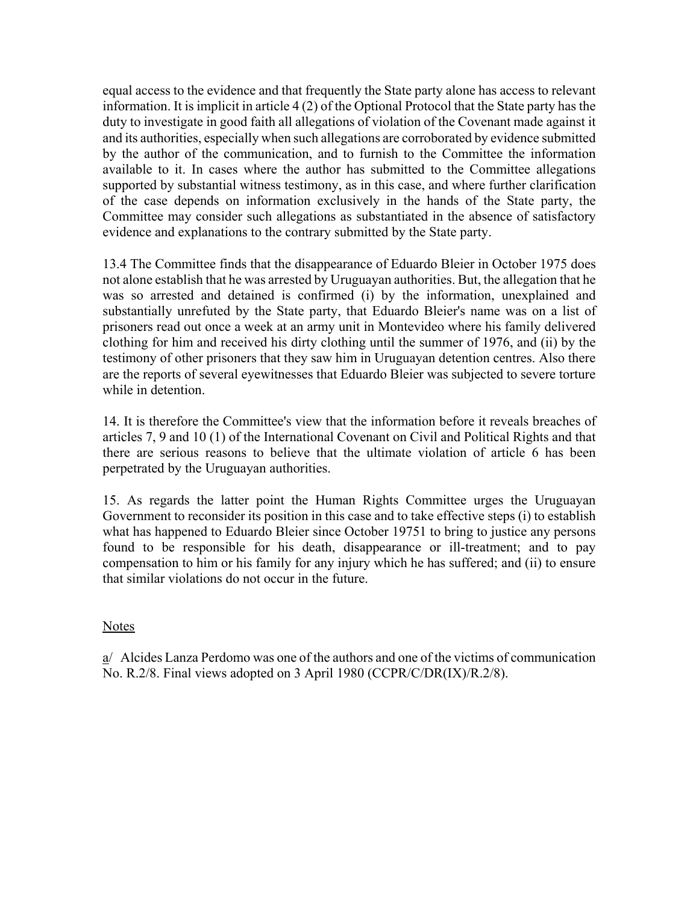equal access to the evidence and that frequently the State party alone has access to relevant information. It is implicit in article 4 (2) of the Optional Protocol that the State party has the duty to investigate in good faith all allegations of violation of the Covenant made against it and its authorities, especially when such allegations are corroborated by evidence submitted by the author of the communication, and to furnish to the Committee the information available to it. In cases where the author has submitted to the Committee allegations supported by substantial witness testimony, as in this case, and where further clarification of the case depends on information exclusively in the hands of the State party, the Committee may consider such allegations as substantiated in the absence of satisfactory evidence and explanations to the contrary submitted by the State party.

13.4 The Committee finds that the disappearance of Eduardo Bleier in October 1975 does not alone establish that he was arrested by Uruguayan authorities. But, the allegation that he was so arrested and detained is confirmed (i) by the information, unexplained and substantially unrefuted by the State party, that Eduardo Bleier's name was on a list of prisoners read out once a week at an army unit in Montevideo where his family delivered clothing for him and received his dirty clothing until the summer of 1976, and (ii) by the testimony of other prisoners that they saw him in Uruguayan detention centres. Also there are the reports of several eyewitnesses that Eduardo Bleier was subjected to severe torture while in detention.

14. It is therefore the Committee's view that the information before it reveals breaches of articles 7, 9 and 10 (1) of the International Covenant on Civil and Political Rights and that there are serious reasons to believe that the ultimate violation of article 6 has been perpetrated by the Uruguayan authorities.

15. As regards the latter point the Human Rights Committee urges the Uruguayan Government to reconsider its position in this case and to take effective steps (i) to establish what has happened to Eduardo Bleier since October 19751 to bring to justice any persons found to be responsible for his death, disappearance or ill-treatment; and to pay compensation to him or his family for any injury which he has suffered; and (ii) to ensure that similar violations do not occur in the future.

Notes

a/ Alcides Lanza Perdomo was one of the authors and one of the victims of communication No. R.2/8. Final views adopted on 3 April 1980 (CCPR/C/DR(IX)/R.2/8).